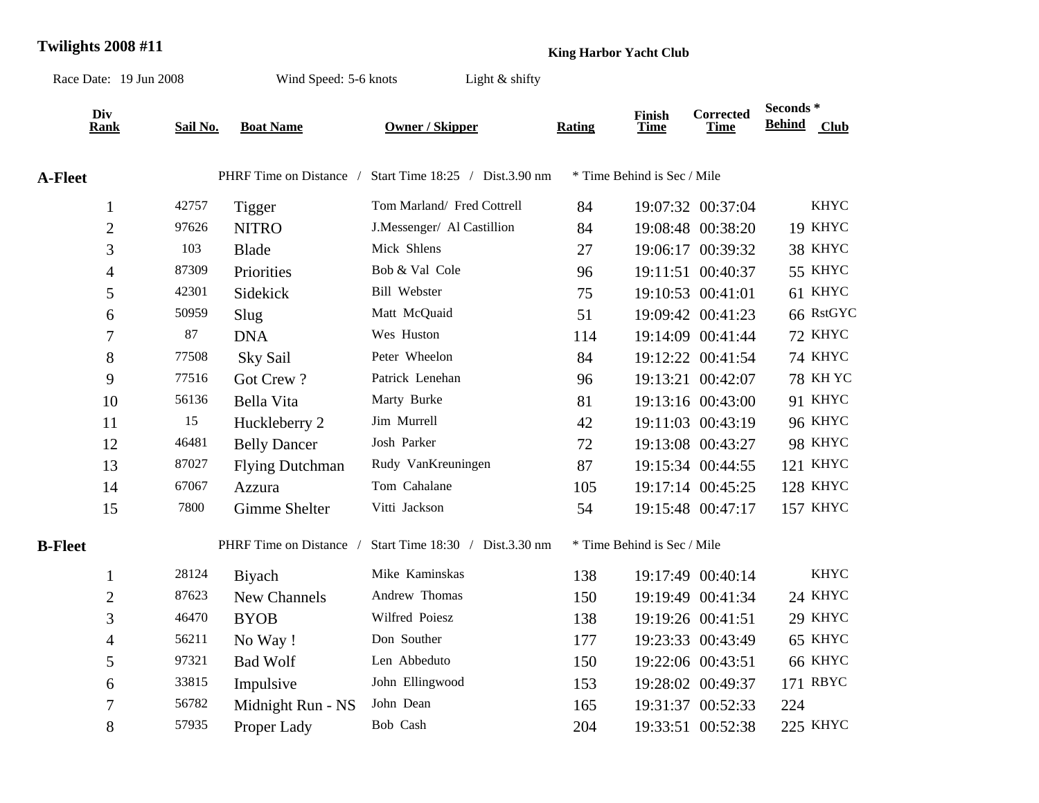**Twilights 2008 #11**

**King Harbor Yacht Club**

Race Date: 19 Jun 2008 Wind Speed: 5-6 knots Light & shifty

| Div Rank | Sail No. | Boat Name | Owner / Skipper | Rating | Finish Time | Corrected Time | Seconds * Behind | Club |
|---|---|---|---|---|---|---|---|---|
| **A-Fleet** | | PHRF Time on Distance / Start Time 18:25 / Dist.3.90 nm | | * Time Behind is Sec / Mile | | | | |
| 1 | 42757 | Tigger | Tom Marland/ Fred Cottrell | 84 | 19:07:32 | 00:37:04 | | KHYC |
| 2 | 97626 | NITRO | J.Messenger/ Al Castillion | 84 | 19:08:48 | 00:38:20 | 19 | KHYC |
| 3 | 103 | Blade | Mick Shlens | 27 | 19:06:17 | 00:39:32 | 38 | KHYC |
| 4 | 87309 | Priorities | Bob & Val Cole | 96 | 19:11:51 | 00:40:37 | 55 | KHYC |
| 5 | 42301 | Sidekick | Bill Webster | 75 | 19:10:53 | 00:41:01 | 61 | KHYC |
| 6 | 50959 | Slug | Matt McQuaid | 51 | 19:09:42 | 00:41:23 | 66 | RstGYC |
| 7 | 87 | DNA | Wes Huston | 114 | 19:14:09 | 00:41:44 | 72 | KHYC |
| 8 | 77508 | Sky Sail | Peter Wheelon | 84 | 19:12:22 | 00:41:54 | 74 | KHYC |
| 9 | 77516 | Got Crew ? | Patrick Lenehan | 96 | 19:13:21 | 00:42:07 | 78 | KH YC |
| 10 | 56136 | Bella Vita | Marty Burke | 81 | 19:13:16 | 00:43:00 | 91 | KHYC |
| 11 | 15 | Huckleberry 2 | Jim Murrell | 42 | 19:11:03 | 00:43:19 | 96 | KHYC |
| 12 | 46481 | Belly Dancer | Josh Parker | 72 | 19:13:08 | 00:43:27 | 98 | KHYC |
| 13 | 87027 | Flying Dutchman | Rudy VanKreuningen | 87 | 19:15:34 | 00:44:55 | 121 | KHYC |
| 14 | 67067 | Azzura | Tom Cahalane | 105 | 19:17:14 | 00:45:25 | 128 | KHYC |
| 15 | 7800 | Gimme Shelter | Vitti Jackson | 54 | 19:15:48 | 00:47:17 | 157 | KHYC |
| **B-Fleet** | | PHRF Time on Distance / Start Time 18:30 / Dist.3.30 nm | | * Time Behind is Sec / Mile | | | | |
| 1 | 28124 | Biyach | Mike Kaminskas | 138 | 19:17:49 | 00:40:14 | | KHYC |
| 2 | 87623 | New Channels | Andrew Thomas | 150 | 19:19:49 | 00:41:34 | 24 | KHYC |
| 3 | 46470 | BYOB | Wilfred Poiesz | 138 | 19:19:26 | 00:41:51 | 29 | KHYC |
| 4 | 56211 | No Way ! | Don Souther | 177 | 19:23:33 | 00:43:49 | 65 | KHYC |
| 5 | 97321 | Bad Wolf | Len Abbeduto | 150 | 19:22:06 | 00:43:51 | 66 | KHYC |
| 6 | 33815 | Impulsive | John Ellingwood | 153 | 19:28:02 | 00:49:37 | 171 | RBYC |
| 7 | 56782 | Midnight Run - NS | John Dean | 165 | 19:31:37 | 00:52:33 | 224 | |
| 8 | 57935 | Proper Lady | Bob Cash | 204 | 19:33:51 | 00:52:38 | 225 | KHYC |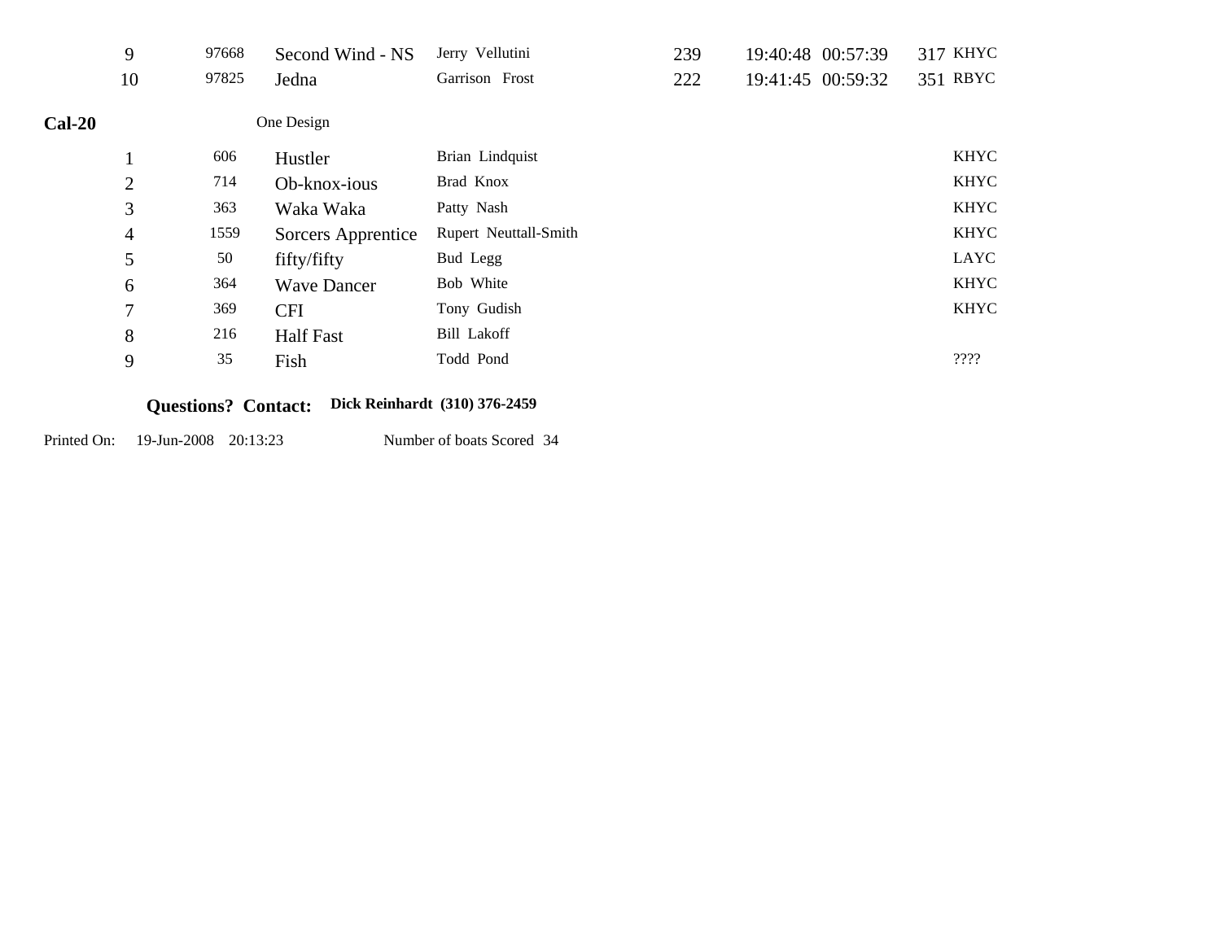| | | | | | | | | |
|---|---|---|---|---|---|---|---|---|
| 9 | 97668 | Second Wind - NS | Jerry Vellutini | 239 | 19:40:48 | 00:57:39 | 317 | KHYC |
| 10 | 97825 | Jedna | Garrison Frost | 222 | 19:41:45 | 00:59:32 | 351 | RBYC |

**Cal-20** One Design

| | | | | |
|---|---|---|---|---|
| 1 | 606 | Hustler | Brian Lindquist | KHYC |
| 2 | 714 | Ob-knox-ious | Brad Knox | KHYC |
| 3 | 363 | Waka Waka | Patty Nash | KHYC |
| 4 | 1559 | Sorcers Apprentice | Rupert Neuttall-Smith | KHYC |
| 5 | 50 | fifty/fifty | Bud Legg | LAYC |
| 6 | 364 | Wave Dancer | Bob White | KHYC |
| 7 | 369 | CFI | Tony Gudish | KHYC |
| 8 | 216 | Half Fast | Bill Lakoff | |
| 9 | 35 | Fish | Todd Pond | ???? |

**Questions? Contact:** **Dick Reinhardt (310) 376-2459**

Printed On: 19-Jun-2008 20:13:23 Number of boats Scored 34